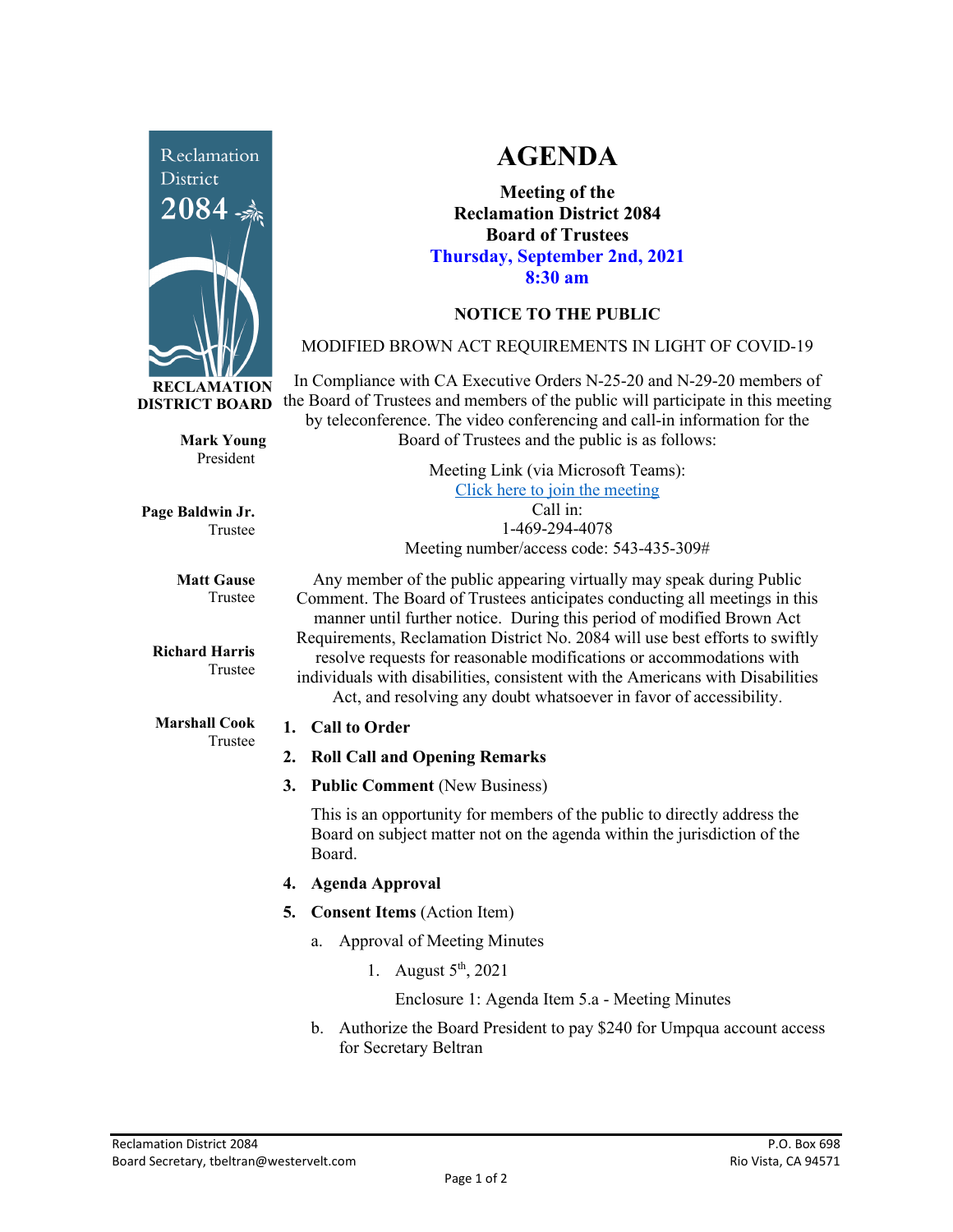# AGENDA

**Meeting of the**
**Reclamation District 2084**
**Board of Trustees**
**Thursday, September 2nd, 2021**
**8:30 am**

**RECLAMATION DISTRICT BOARD**

**Mark Young**
President

**Page Baldwin Jr.**
Trustee

**Matt Gause**
Trustee

**Richard Harris**
Trustee

**Marshall Cook**
Trustee

## NOTICE TO THE PUBLIC

MODIFIED BROWN ACT REQUIREMENTS IN LIGHT OF COVID-19

In Compliance with CA Executive Orders N-25-20 and N-29-20 members of the Board of Trustees and members of the public will participate in this meeting by teleconference. The video conferencing and call-in information for the Board of Trustees and the public is as follows:

Meeting Link (via Microsoft Teams):
Click here to join the meeting
Call in:
1-469-294-4078
Meeting number/access code: 543-435-309#

Any member of the public appearing virtually may speak during Public Comment. The Board of Trustees anticipates conducting all meetings in this manner until further notice. During this period of modified Brown Act Requirements, Reclamation District No. 2084 will use best efforts to swiftly resolve requests for reasonable modifications or accommodations with individuals with disabilities, consistent with the Americans with Disabilities Act, and resolving any doubt whatsoever in favor of accessibility.

1. **Call to Order**
2. **Roll Call and Opening Remarks**
3. **Public Comment** (New Business)

   This is an opportunity for members of the public to directly address the Board on subject matter not on the agenda within the jurisdiction of the Board.

4. **Agenda Approval**
5. **Consent Items** (Action Item)
   a. Approval of Meeting Minutes
      1. August 5th, 2021

         Enclosure 1: Agenda Item 5.a - Meeting Minutes

   b. Authorize the Board President to pay $240 for Umpqua account access for Secretary Beltran

Reclamation District 2084
Board Secretary, tbeltran@westervelt.com

P.O. Box 698
Rio Vista, CA 94571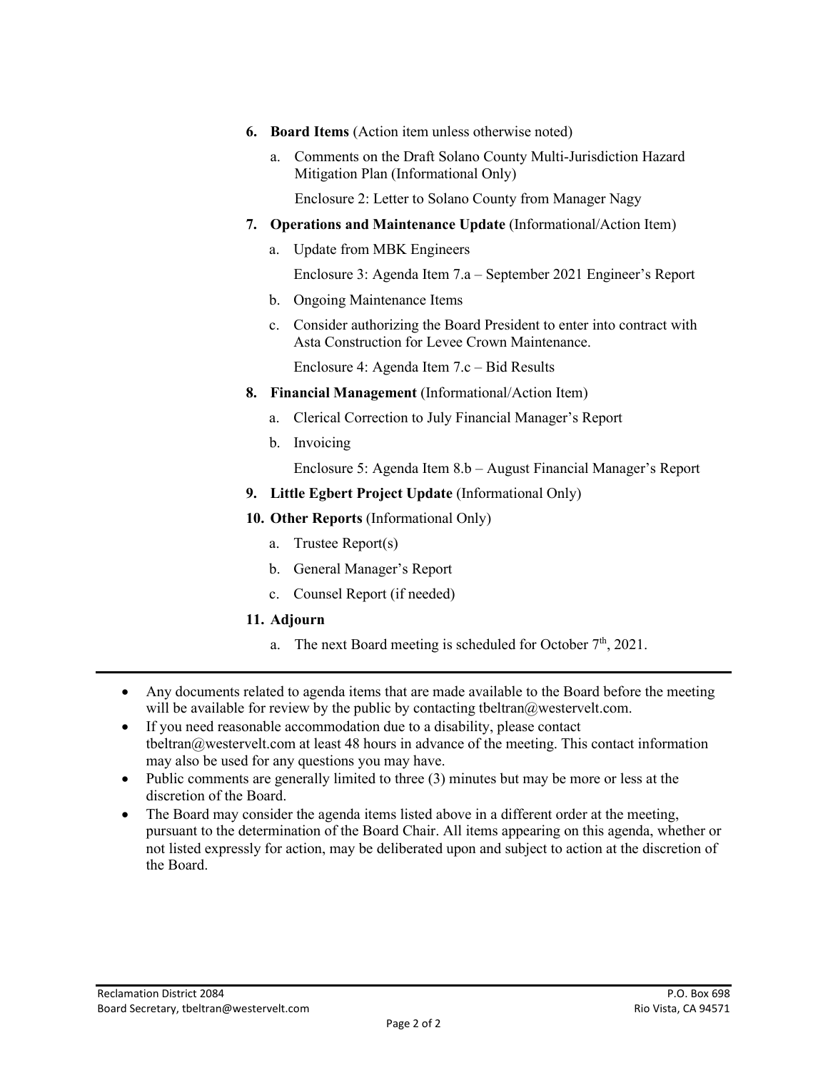6. **Board Items** (Action item unless otherwise noted)

    a. Comments on the Draft Solano County Multi-Jurisdiction Hazard Mitigation Plan (Informational Only)

        Enclosure 2: Letter to Solano County from Manager Nagy

7. **Operations and Maintenance Update** (Informational/Action Item)

    a. Update from MBK Engineers

        Enclosure 3: Agenda Item 7.a – September 2021 Engineer's Report

    b. Ongoing Maintenance Items

    c. Consider authorizing the Board President to enter into contract with Asta Construction for Levee Crown Maintenance.

        Enclosure 4: Agenda Item 7.c – Bid Results

8. **Financial Management** (Informational/Action Item)

    a. Clerical Correction to July Financial Manager's Report

    b. Invoicing

        Enclosure 5: Agenda Item 8.b – August Financial Manager's Report

9. **Little Egbert Project Update** (Informational Only)

10. **Other Reports** (Informational Only)

    a. Trustee Report(s)

    b. General Manager's Report

    c. Counsel Report (if needed)

11. **Adjourn**

    a. The next Board meeting is scheduled for October 7th, 2021.

---

- Any documents related to agenda items that are made available to the Board before the meeting will be available for review by the public by contacting tbeltran@westervelt.com.
- If you need reasonable accommodation due to a disability, please contact tbeltran@westervelt.com at least 48 hours in advance of the meeting. This contact information may also be used for any questions you may have.
- Public comments are generally limited to three (3) minutes but may be more or less at the discretion of the Board.
- The Board may consider the agenda items listed above in a different order at the meeting, pursuant to the determination of the Board Chair. All items appearing on this agenda, whether or not listed expressly for action, may be deliberated upon and subject to action at the discretion of the Board.

Reclamation District 2084
Board Secretary, tbeltran@westervelt.com

P.O. Box 698
Rio Vista, CA 94571